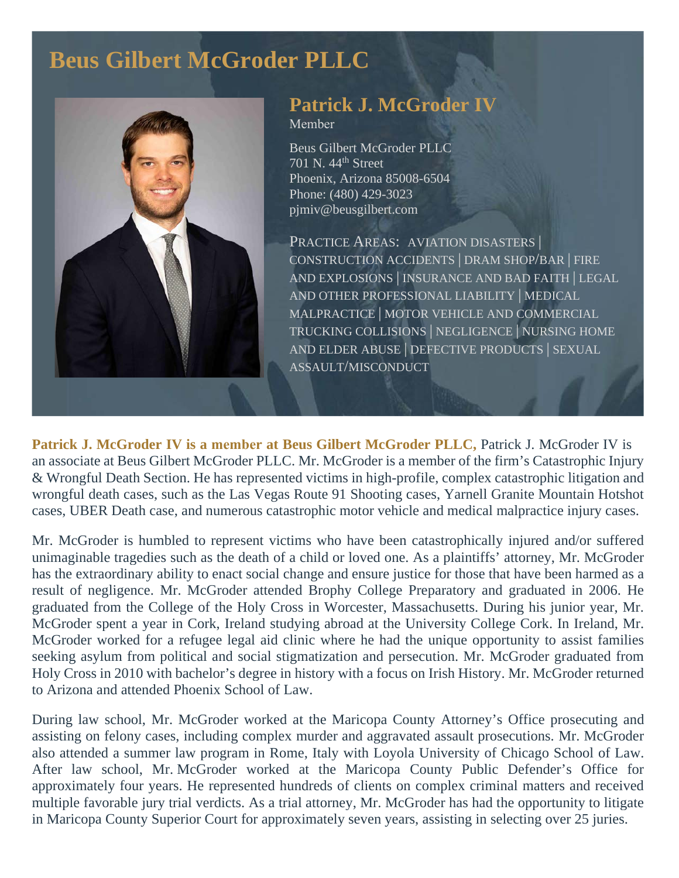# Beus Gilbert McGroder PLLC

## Patrick J. McGroder IV

Member

Beus Gilbert McGroder PLLC
701 N. 44th Street
Phoenix, Arizona 85008-6504
Phone: (480) 429-3023
pjmiv@beusgilbert.com

PRACTICE AREAS: AVIATION DISASTERS | CONSTRUCTION ACCIDENTS | DRAM SHOP/BAR | FIRE AND EXPLOSIONS | INSURANCE AND BAD FAITH | LEGAL AND OTHER PROFESSIONAL LIABILITY | MEDICAL MALPRACTICE | MOTOR VEHICLE AND COMMERCIAL TRUCKING COLLISIONS | NEGLIGENCE | NURSING HOME AND ELDER ABUSE | DEFECTIVE PRODUCTS | SEXUAL ASSAULT/MISCONDUCT

**Patrick J. McGroder IV is a member at Beus Gilbert McGroder PLLC,** Patrick J. McGroder IV is an associate at Beus Gilbert McGroder PLLC. Mr. McGroder is a member of the firm's Catastrophic Injury & Wrongful Death Section. He has represented victims in high-profile, complex catastrophic litigation and wrongful death cases, such as the Las Vegas Route 91 Shooting cases, Yarnell Granite Mountain Hotshot cases, UBER Death case, and numerous catastrophic motor vehicle and medical malpractice injury cases.

Mr. McGroder is humbled to represent victims who have been catastrophically injured and/or suffered unimaginable tragedies such as the death of a child or loved one. As a plaintiffs' attorney, Mr. McGroder has the extraordinary ability to enact social change and ensure justice for those that have been harmed as a result of negligence. Mr. McGroder attended Brophy College Preparatory and graduated in 2006. He graduated from the College of the Holy Cross in Worcester, Massachusetts. During his junior year, Mr. McGroder spent a year in Cork, Ireland studying abroad at the University College Cork. In Ireland, Mr. McGroder worked for a refugee legal aid clinic where he had the unique opportunity to assist families seeking asylum from political and social stigmatization and persecution. Mr. McGroder graduated from Holy Cross in 2010 with bachelor's degree in history with a focus on Irish History. Mr. McGroder returned to Arizona and attended Phoenix School of Law.

During law school, Mr. McGroder worked at the Maricopa County Attorney's Office prosecuting and assisting on felony cases, including complex murder and aggravated assault prosecutions. Mr. McGroder also attended a summer law program in Rome, Italy with Loyola University of Chicago School of Law. After law school, Mr. McGroder worked at the Maricopa County Public Defender's Office for approximately four years. He represented hundreds of clients on complex criminal matters and received multiple favorable jury trial verdicts. As a trial attorney, Mr. McGroder has had the opportunity to litigate in Maricopa County Superior Court for approximately seven years, assisting in selecting over 25 juries.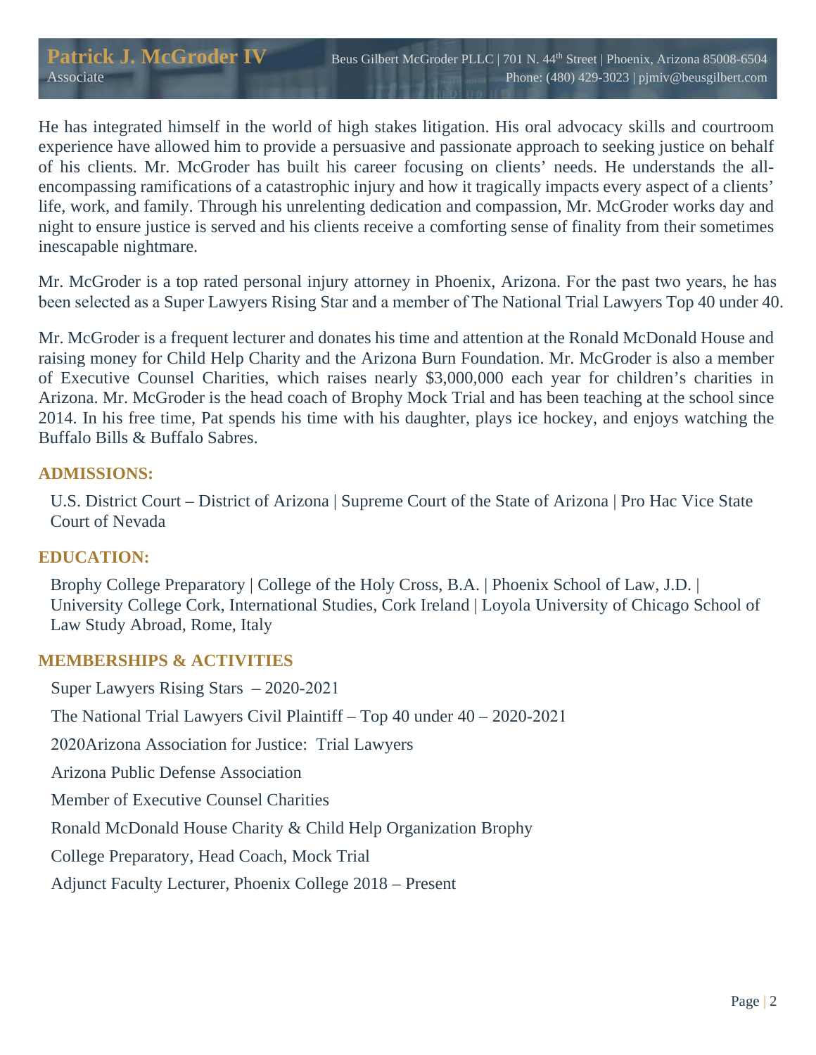# Patrick J. McGroder IV

Associate

Beus Gilbert McGroder PLLC | 701 N. 44th Street | Phoenix, Arizona 85008-6504
Phone: (480) 429-3023 | pjmiv@beusgilbert.com

He has integrated himself in the world of high stakes litigation. His oral advocacy skills and courtroom experience have allowed him to provide a persuasive and passionate approach to seeking justice on behalf of his clients. Mr. McGroder has built his career focusing on clients' needs. He understands the all-encompassing ramifications of a catastrophic injury and how it tragically impacts every aspect of a clients' life, work, and family. Through his unrelenting dedication and compassion, Mr. McGroder works day and night to ensure justice is served and his clients receive a comforting sense of finality from their sometimes inescapable nightmare.

Mr. McGroder is a top rated personal injury attorney in Phoenix, Arizona. For the past two years, he has been selected as a Super Lawyers Rising Star and a member of The National Trial Lawyers Top 40 under 40.

Mr. McGroder is a frequent lecturer and donates his time and attention at the Ronald McDonald House and raising money for Child Help Charity and the Arizona Burn Foundation. Mr. McGroder is also a member of Executive Counsel Charities, which raises nearly $3,000,000 each year for children's charities in Arizona. Mr. McGroder is the head coach of Brophy Mock Trial and has been teaching at the school since 2014. In his free time, Pat spends his time with his daughter, plays ice hockey, and enjoys watching the Buffalo Bills & Buffalo Sabres.

## ADMISSIONS:

U.S. District Court – District of Arizona | Supreme Court of the State of Arizona | Pro Hac Vice State Court of Nevada

## EDUCATION:

Brophy College Preparatory | College of the Holy Cross, B.A. | Phoenix School of Law, J.D. | University College Cork, International Studies, Cork Ireland | Loyola University of Chicago School of Law Study Abroad, Rome, Italy

## MEMBERSHIPS & ACTIVITIES

Super Lawyers Rising Stars – 2020-2021

The National Trial Lawyers Civil Plaintiff – Top 40 under 40 – 2020-2021

2020Arizona Association for Justice: Trial Lawyers

Arizona Public Defense Association

Member of Executive Counsel Charities

Ronald McDonald House Charity & Child Help Organization Brophy

College Preparatory, Head Coach, Mock Trial

Adjunct Faculty Lecturer, Phoenix College 2018 – Present